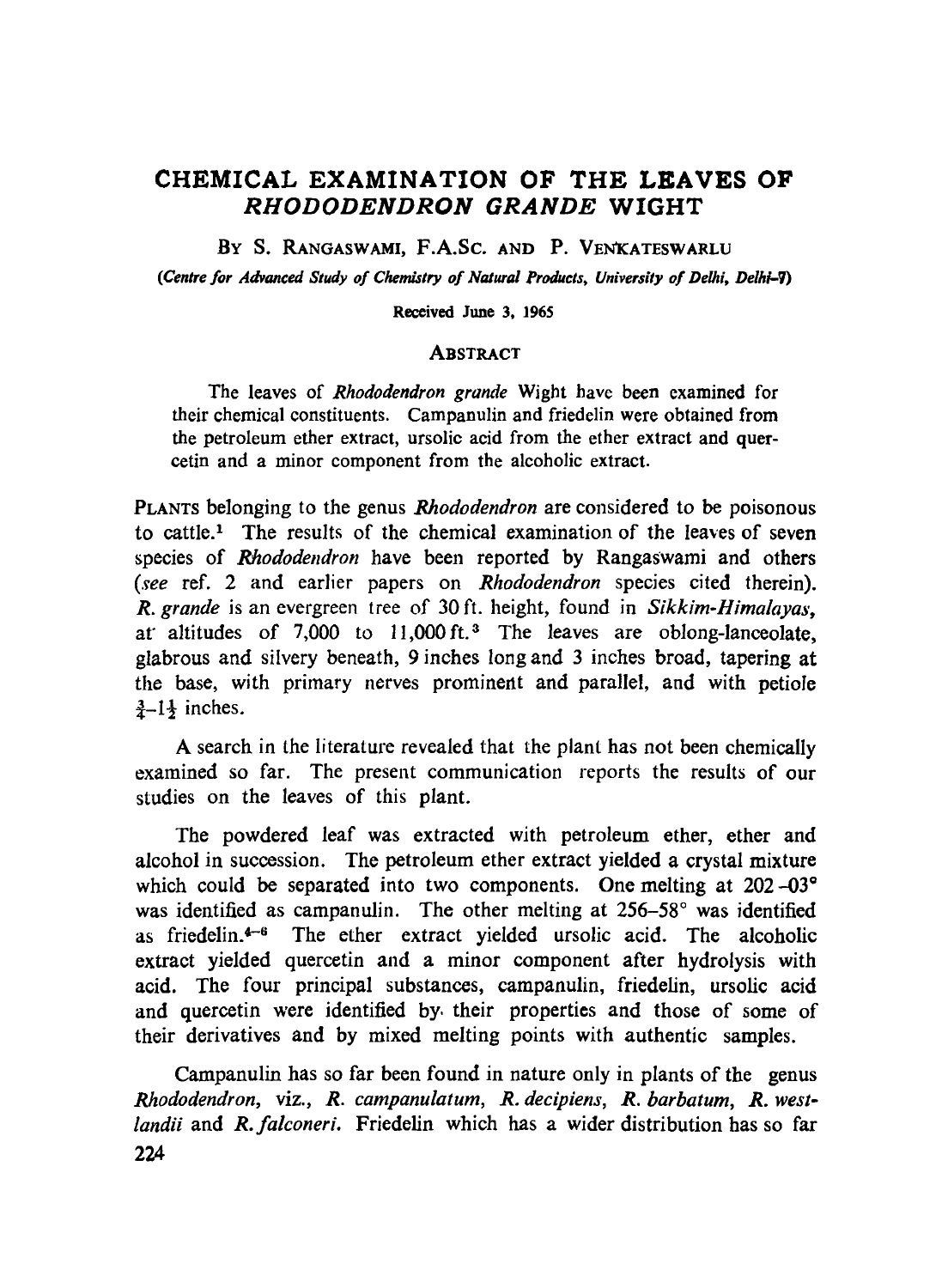# CHEMICAL EXAMINATION OF THE LEAVES OF *RHODODENDRON GRANDE* WIGHT

BY S. RANGASWAMI, F.A.Sc. AND P. VENKATESWARLU

*(Centre for Advanced Study of Chemistry of Natural Products, University of Delhi, Delhi-7)*

Received June 3, 1965

## ABSTRACT

The leaves of *Rhododendron grande* Wight have been examined for their chemical constituents. Campanulin and friedelin were obtained from the petroleum ether extract, ursolic acid from the ether extract and quercetin and a minor component from the alcoholic extract.

PLANTS belonging to the genus *Rhododendron* are considered to be poisonous to cattle.[1] The results of the chemical examination of the leaves of seven species of *Rhododendron* have been reported by Rangaswami and others (*see* ref. 2 and earlier papers on *Rhododendron* species cited therein). *R. grande* is an evergreen tree of 30 ft. height, found in *Sikkim-Himalayas*, at altitudes of 7,000 to 11,000 ft.[3] The leaves are oblong-lanceolate, glabrous and silvery beneath, 9 inches long and 3 inches broad, tapering at the base, with primary nerves prominent and parallel, and with petiole $\frac{3}{4}$–$1\frac{1}{2}$ inches.

A search in the literature revealed that the plant has not been chemically examined so far. The present communication reports the results of our studies on the leaves of this plant.

The powdered leaf was extracted with petroleum ether, ether and alcohol in succession. The petroleum ether extract yielded a crystal mixture which could be separated into two components. One melting at 202–03° was identified as campanulin. The other melting at 256–58° was identified as friedelin.[4–6] The ether extract yielded ursolic acid. The alcoholic extract yielded quercetin and a minor component after hydrolysis with acid. The four principal substances, campanulin, friedelin, ursolic acid and quercetin were identified by their properties and those of some of their derivatives and by mixed melting points with authentic samples.

Campanulin has so far been found in nature only in plants of the genus *Rhododendron*, viz., *R. campanulatum*, *R. decipiens*, *R. barbatum*, *R. westlandii* and *R. falconeri*. Friedelin which has a wider distribution has so far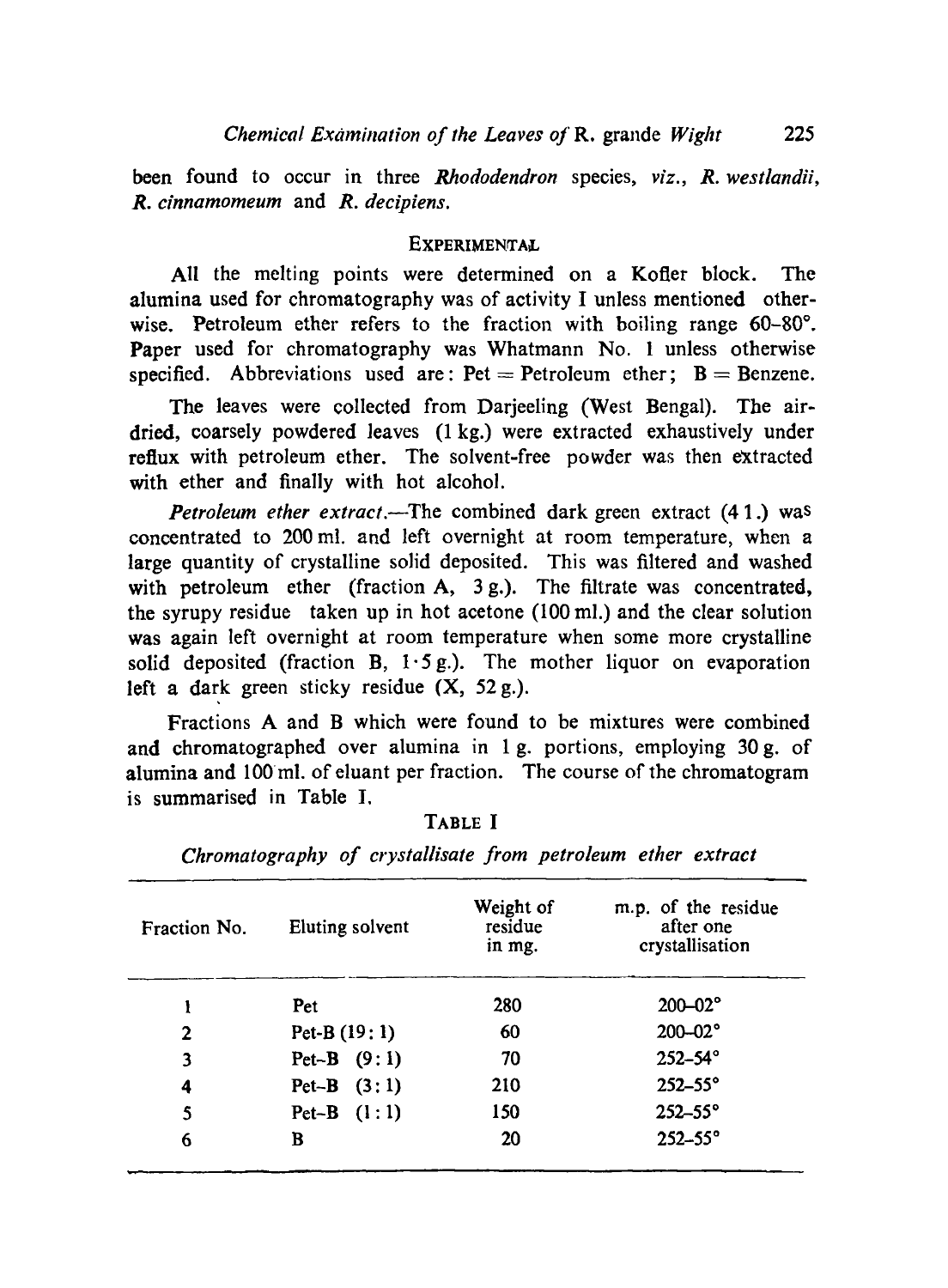been found to occur in three *Rhododendron* species, *viz.*, *R. westlandii*, *R. cinnamomeum* and *R. decipiens.*

## EXPERIMENTAL

All the melting points were determined on a Kofler block. The alumina used for chromatography was of activity I unless mentioned otherwise. Petroleum ether refers to the fraction with boiling range 60–80°. Paper used for chromatography was Whatmann No. 1 unless otherwise specified. Abbreviations used are: Pet = Petroleum ether; B = Benzene.

The leaves were collected from Darjeeling (West Bengal). The air-dried, coarsely powdered leaves (1 kg.) were extracted exhaustively under reflux with petroleum ether. The solvent-free powder was then extracted with ether and finally with hot alcohol.

*Petroleum ether extract.*—The combined dark green extract (4 l.) was concentrated to 200 ml. and left overnight at room temperature, when a large quantity of crystalline solid deposited. This was filtered and washed with petroleum ether (fraction A, 3 g.). The filtrate was concentrated, the syrupy residue taken up in hot acetone (100 ml.) and the clear solution was again left overnight at room temperature when some more crystalline solid deposited (fraction B, 1·5 g.). The mother liquor on evaporation left a dark green sticky residue (X, 52 g.).

Fractions A and B which were found to be mixtures were combined and chromatographed over alumina in 1 g. portions, employing 30 g. of alumina and 100 ml. of eluant per fraction. The course of the chromatogram is summarised in Table I.

TABLE I

*Chromatography of crystallisate from petroleum ether extract*

| Fraction No. | Eluting solvent | Weight of residue in mg. | m.p. of the residue after one crystallisation |
|---|---|---|---|
| 1 | Pet | 280 | 200–02° |
| 2 | Pet-B (19 : 1) | 60 | 200–02° |
| 3 | Pet-B (9 : 1) | 70 | 252–54° |
| 4 | Pet-B (3 : 1) | 210 | 252–55° |
| 5 | Pet-B (1 : 1) | 150 | 252–55° |
| 6 | B | 20 | 252–55° |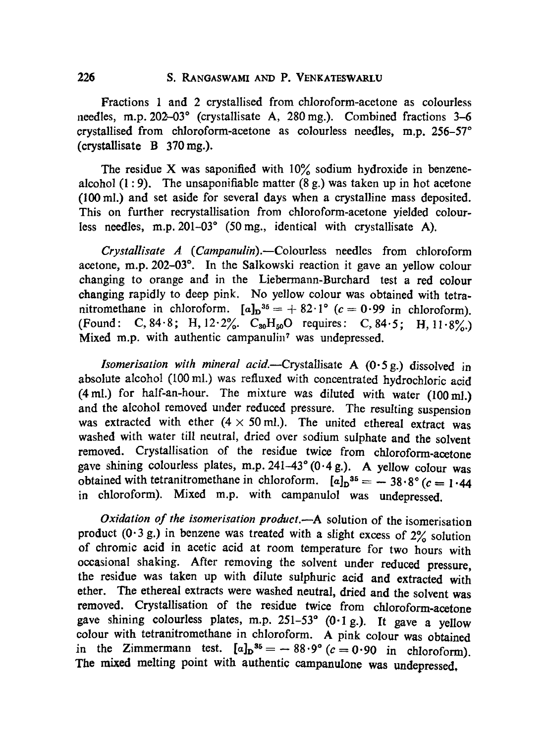Fractions 1 and 2 crystallised from chloroform-acetone as colourless needles, m.p. 202–03° (crystallisate A, 280 mg.). Combined fractions 3–6 crystallised from chloroform-acetone as colourless needles, m.p. 256–57° (crystallisate B 370 mg.).

The residue X was saponified with 10% sodium hydroxide in benzene-alcohol (1 : 9). The unsaponifiable matter (8 g.) was taken up in hot acetone (100 ml.) and set aside for several days when a crystalline mass deposited. This on further recrystallisation from chloroform-acetone yielded colourless needles, m.p. 201–03° (50 mg., identical with crystallisate A).

*Crystallisate A (Campanulin).*—Colourless needles from chloroform acetone, m.p. 202–03°. In the Salkowski reaction it gave an yellow colour changing to orange and in the Liebermann-Burchard test a red colour changing rapidly to deep pink. No yellow colour was obtained with tetranitromethane in chloroform. $[\alpha]_D^{35} = +82 \cdot 1°$ ($c = 0 \cdot 99$ in chloroform). (Found: C, 84·8; H, 12·2%. $C_{30}H_{50}O$ requires: C, 84·5; H, 11·8%.) Mixed m.p. with authentic campanulin[7] was undepressed.

*Isomerisation with mineral acid.*—Crystallisate A (0·5 g.) dissolved in absolute alcohol (100 ml.) was refluxed with concentrated hydrochloric acid (4 ml.) for half-an-hour. The mixture was diluted with water (100 ml.) and the alcohol removed under reduced pressure. The resulting suspension was extracted with ether (4 × 50 ml.). The united ethereal extract was washed with water till neutral, dried over sodium sulphate and the solvent removed. Crystallisation of the residue twice from chloroform-acetone gave shining colourless plates, m.p. 241–43° (0·4 g.). A yellow colour was obtained with tetranitromethane in chloroform. $[\alpha]_D^{35} = -38 \cdot 8°$ ($c = 1 \cdot 44$ in chloroform). Mixed m.p. with campanulol was undepressed.

*Oxidation of the isomerisation product.*—A solution of the isomerisation product (0·3 g.) in benzene was treated with a slight excess of 2% solution of chromic acid in acetic acid at room temperature for two hours with occasional shaking. After removing the solvent under reduced pressure, the residue was taken up with dilute sulphuric acid and extracted with ether. The ethereal extracts were washed neutral, dried and the solvent was removed. Crystallisation of the residue twice from chloroform-acetone gave shining colourless plates, m.p. 251–53° (0·1 g.). It gave a yellow colour with tetranitromethane in chloroform. A pink colour was obtained in the Zimmermann test. $[\alpha]_D^{35} = -88 \cdot 9°$ ($c = 0 \cdot 90$ in chloroform). The mixed melting point with authentic campanulone was undepressed.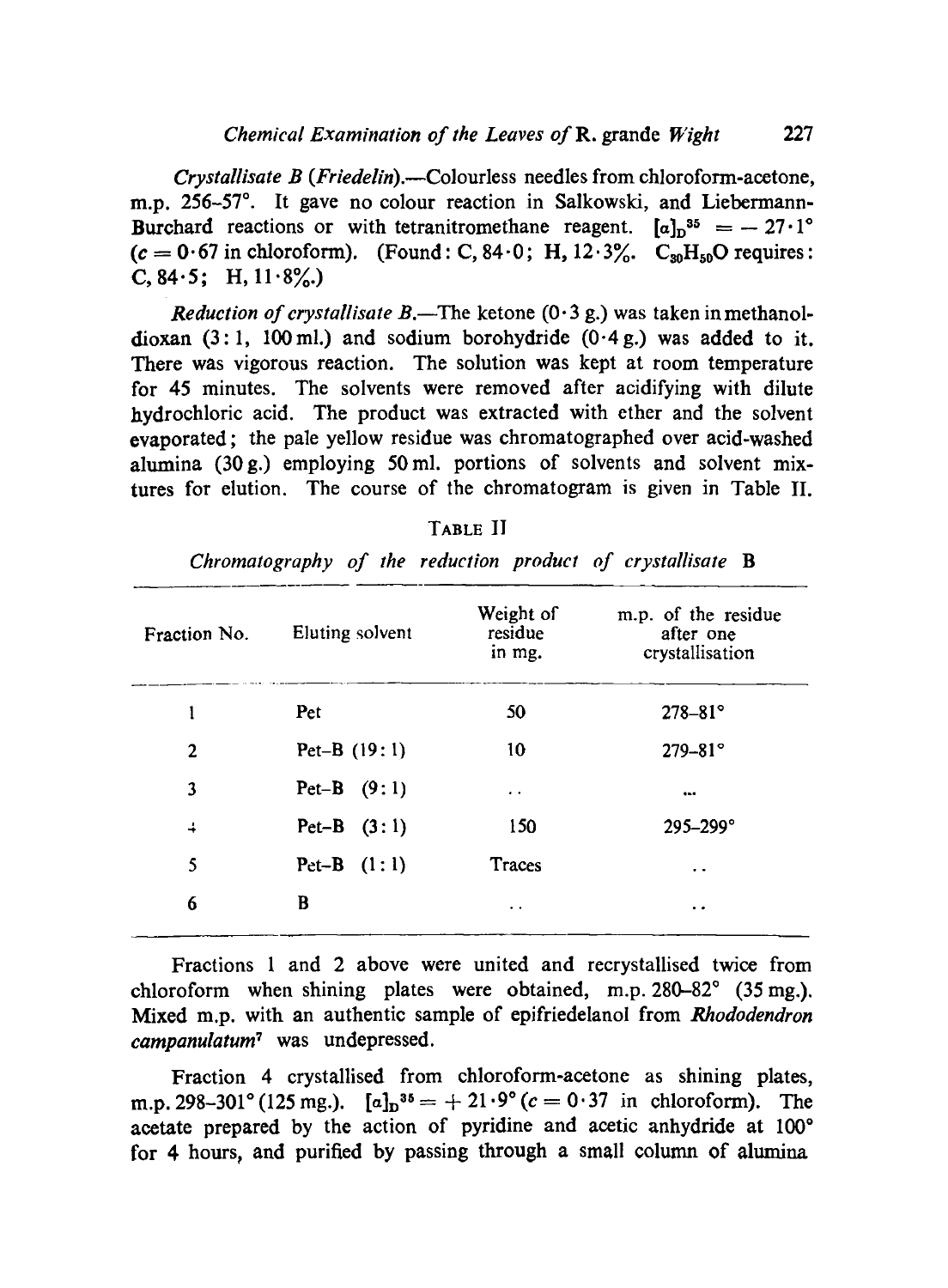*Crystallisate B (Friedelin)*.—Colourless needles from chloroform-acetone, m.p. 256–57°. It gave no colour reaction in Salkowski, and Liebermann-Burchard reactions or with tetranitromethane reagent. $[\alpha]_D^{35} = -27\cdot1°$ ($c = 0\cdot67$ in chloroform). (Found: C, 84·0; H, 12·3%. $C_{30}H_{50}O$ requires: C, 84·5; H, 11·8%.)

*Reduction of crystallisate B*.—The ketone (0·3 g.) was taken in methanol-dioxan (3:1, 100 ml.) and sodium borohydride (0·4 g.) was added to it. There was vigorous reaction. The solution was kept at room temperature for 45 minutes. The solvents were removed after acidifying with dilute hydrochloric acid. The product was extracted with ether and the solvent evaporated; the pale yellow residue was chromatographed over acid-washed alumina (30 g.) employing 50 ml. portions of solvents and solvent mixtures for elution. The course of the chromatogram is given in Table II.

TABLE II

*Chromatography of the reduction product of crystallisate* B

| Fraction No. | Eluting solvent | Weight of residue in mg. | m.p. of the residue after one crystallisation |
|---|---|---|---|
| 1 | Pet | 50 | 278–81° |
| 2 | Pet–B (19:1) | 10 | 279–81° |
| 3 | Pet–B (9:1) | .. | ... |
| 4 | Pet–B (3:1) | 150 | 295–299° |
| 5 | Pet–B (1:1) | Traces | .. |
| 6 | B | .. | .. |

Fractions 1 and 2 above were united and recrystallised twice from chloroform when shining plates were obtained, m.p. 280–82° (35 mg.). Mixed m.p. with an authentic sample of epifriedelanol from *Rhododendron campanulatum*[7] was undepressed.

Fraction 4 crystallised from chloroform-acetone as shining plates, m.p. 298–301° (125 mg.). $[\alpha]_D^{35} = +21\cdot9°$ ($c = 0\cdot37$ in chloroform). The acetate prepared by the action of pyridine and acetic anhydride at 100° for 4 hours, and purified by passing through a small column of alumina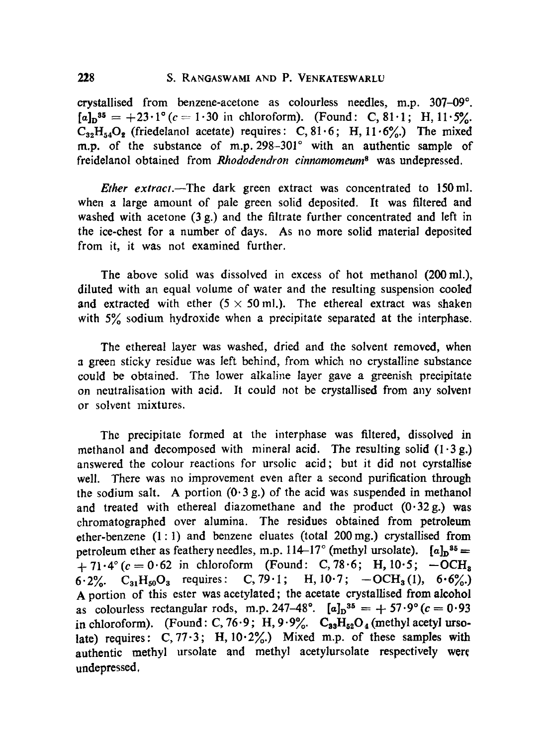crystallised from benzene-acetone as colourless needles, m.p. 307–09°. $[\alpha]_D^{35} = +23\cdot1°$ ($c = 1\cdot30$ in chloroform). (Found: C, 81·1; H, 11·5%. $C_{32}H_{54}O_2$ (friedelanol acetate) requires: C, 81·6; H, 11·6%.) The mixed m.p. of the substance of m.p. 298–301° with an authentic sample of freidelanol obtained from *Rhododendron cinnamomeum*[8] was undepressed.

*Ether extract.*—The dark green extract was concentrated to 150 ml. when a large amount of pale green solid deposited. It was filtered and washed with acetone (3 g.) and the filtrate further concentrated and left in the ice-chest for a number of days. As no more solid material deposited from it, it was not examined further.

The above solid was dissolved in excess of hot methanol (200 ml.), diluted with an equal volume of water and the resulting suspension cooled and extracted with ether ($5 \times 50$ ml.). The ethereal extract was shaken with 5% sodium hydroxide when a precipitate separated at the interphase.

The ethereal layer was washed, dried and the solvent removed, when a green sticky residue was left behind, from which no crystalline substance could be obtained. The lower alkaline layer gave a greenish precipitate on neutralisation with acid. It could not be crystallised from any solvent or solvent mixtures.

The precipitate formed at the interphase was filtered, dissolved in methanol and decomposed with mineral acid. The resulting solid (1·3 g.) answered the colour reactions for ursolic acid; but it did not cyrstallise well. There was no improvement even after a second purification through the sodium salt. A portion (0·3 g.) of the acid was suspended in methanol and treated with ethereal diazomethane and the product (0·32 g.) was chromatographed over alumina. The residues obtained from petroleum ether-benzene (1 : 1) and benzene eluates (total 200 mg.) crystallised from petroleum ether as feathery needles, m.p. 114–17° (methyl ursolate). $[\alpha]_D^{35} = +71\cdot4°$ ($c = 0\cdot62$ in chloroform (Found: C, 78·6; H, 10·5; $-OCH_3$ 6·2%. $C_{31}H_{50}O_3$ requires: C, 79·1; H, 10·7; $-OCH_3$ (1), 6·6%.) A portion of this ester was acetylated; the acetate crystallised from alcohol as colourless rectangular rods, m.p. 247–48°. $[\alpha]_D^{35} = +57\cdot9°$ ($c = 0\cdot93$ in chloroform). (Found: C, 76·9; H, 9·9%. $C_{33}H_{52}O_4$ (methyl acetyl ursolate) requires: C, 77·3; H, 10·2%.) Mixed m.p. of these samples with authentic methyl ursolate and methyl acetylursolate respectively were undepressed.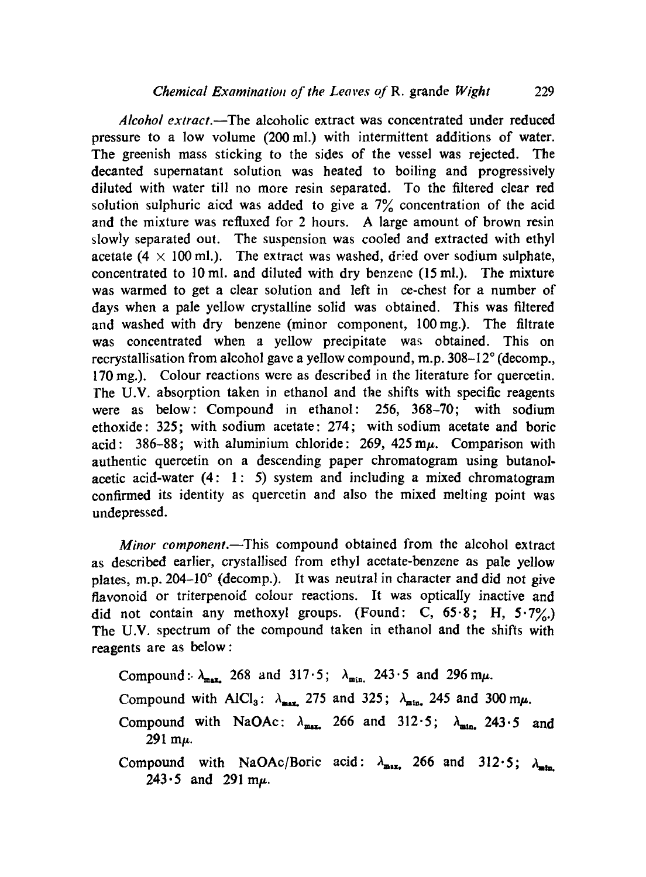*Alcohol extract*.—The alcoholic extract was concentrated under reduced pressure to a low volume (200 ml.) with intermittent additions of water. The greenish mass sticking to the sides of the vessel was rejected. The decanted supernatant solution was heated to boiling and progressively diluted with water till no more resin separated. To the filtered clear red solution sulphuric aicd was added to give a 7% concentration of the acid and the mixture was refluxed for 2 hours. A large amount of brown resin slowly separated out. The suspension was cooled and extracted with ethyl acetate ($4 \times 100$ ml.). The extract was washed, dried over sodium sulphate, concentrated to 10 ml. and diluted with dry benzene (15 ml.). The mixture was warmed to get a clear solution and left in ce-chest for a number of days when a pale yellow crystalline solid was obtained. This was filtered and washed with dry benzene (minor component, 100 mg.). The filtrate was concentrated when a yellow precipitate was obtained. This on recrystallisation from alcohol gave a yellow compound, m.p. 308–12° (decomp., 170 mg.). Colour reactions were as described in the literature for quercetin. The U.V. absorption taken in ethanol and the shifts with specific reagents were as below: Compound in ethanol: 256, 368–70; with sodium ethoxide: 325; with sodium acetate: 274; with sodium acetate and boric acid: 386–88; with aluminium chloride: 269, 425 mμ. Comparison with authentic quercetin on a descending paper chromatogram using butanol-acetic acid-water (4: 1: 5) system and including a mixed chromatogram confirmed its identity as quercetin and also the mixed melting point was undepressed.

*Minor component*.—This compound obtained from the alcohol extract as described earlier, crystallised from ethyl acetate-benzene as pale yellow plates, m.p. 204–10° (decomp.). It was neutral in character and did not give flavonoid or triterpenoid colour reactions. It was optically inactive and did not contain any methoxyl groups. (Found: C, 65·8; H, 5·7%.) The U.V. spectrum of the compound taken in ethanol and the shifts with reagents are as below:

Compound: $\lambda_{max.}$ 268 and 317·5; $\lambda_{min.}$ 243·5 and 296 mμ.

Compound with $AlCl_3$: $\lambda_{max.}$ 275 and 325; $\lambda_{min.}$ 245 and 300 mμ.

Compound with NaOAc: $\lambda_{max.}$ 266 and 312·5; $\lambda_{min.}$ 243·5 and 291 mμ.

Compound with NaOAc/Boric acid: $\lambda_{max.}$ 266 and 312·5; $\lambda_{min.}$ 243·5 and 291 mμ.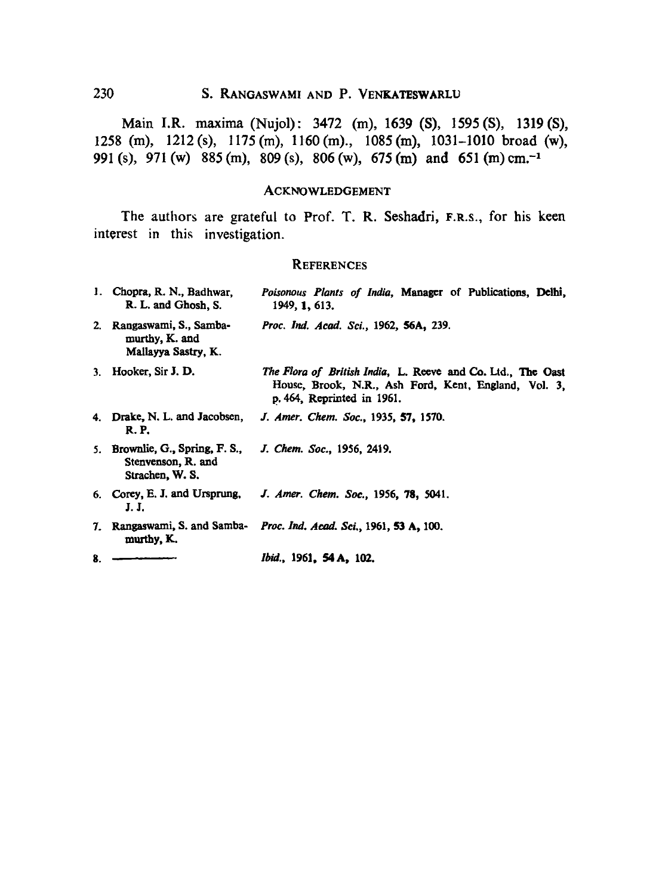Main I.R. maxima (Nujol): 3472 (m), 1639 (S), 1595 (S), 1319 (S), 1258 (m), 1212 (s), 1175 (m), 1160 (m)., 1085 (m), 1031–1010 broad (w), 991 (s), 971 (w) 885 (m), 809 (s), 806 (w), 675 (m) and 651 (m) cm.$^{-1}$

## Acknowledgement

The authors are grateful to Prof. T. R. Seshadri, F.R.S., for his keen interest in this investigation.

## References

1. Chopra, R. N., Badhwar, R. L. and Ghosh, S. — *Poisonous Plants of India*, Manager of Publications, Delhi, 1949, **1**, 613.
2. Rangaswami, S., Sambamurthy, K. and Mallayya Sastry, K. — *Proc. Ind. Acad. Sci.*, 1962, **56A**, 239.
3. Hooker, Sir J. D. — *The Flora of British India*, L. Reeve and Co. Ltd., The Oast House, Brook, N.R., Ash Ford, Kent, England, Vol. 3, p. 464, Reprinted in 1961.
4. Drake, N. L. and Jacobsen, R. P. — *J. Amer. Chem. Soc.*, 1935, **57**, 1570.
5. Brownlie, G., Spring, F. S., Stenvenson, R. and Strachen, W. S. — *J. Chem. Soc.*, 1956, 2419.
6. Corey, E. J. and Ursprung, J. J. — *J. Amer. Chem. Soc.*, 1956, **78**, 5041.
7. Rangaswami, S. and Sambamurthy, K. — *Proc. Ind. Acad. Sci.*, 1961, **53 A**, 100.
8. ——— — *Ibid.*, 1961, **54 A**, 102.